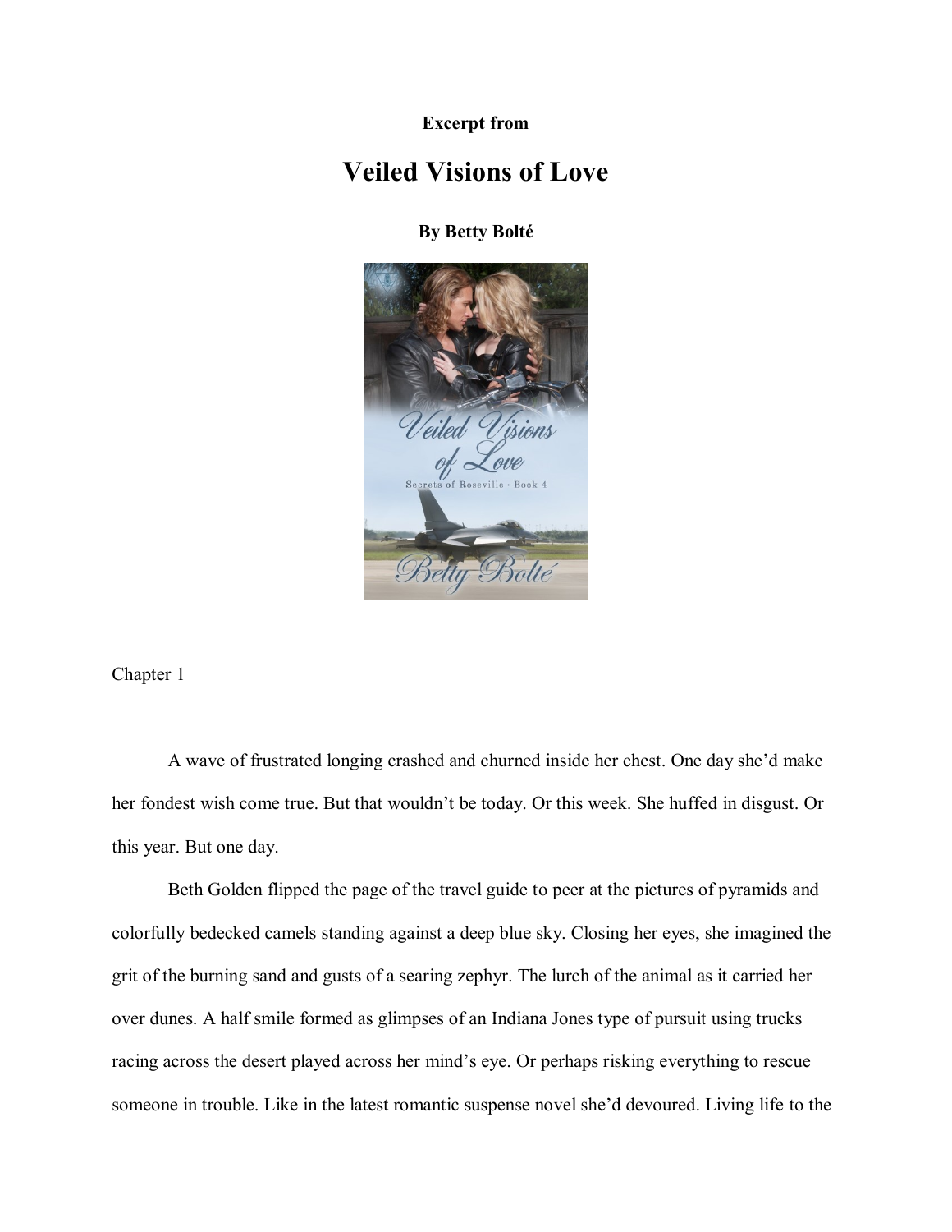**Excerpt from**

# Veiled Visions of Love

**By Betty Bolté**

Chapter 1

A wave of frustrated longing crashed and churned inside her chest. One day she'd make her fondest wish come true. But that wouldn't be today. Or this week. She huffed in disgust. Or this year. But one day.

Beth Golden flipped the page of the travel guide to peer at the pictures of pyramids and colorfully bedecked camels standing against a deep blue sky. Closing her eyes, she imagined the grit of the burning sand and gusts of a searing zephyr. The lurch of the animal as it carried her over dunes. A half smile formed as glimpses of an Indiana Jones type of pursuit using trucks racing across the desert played across her mind's eye. Or perhaps risking everything to rescue someone in trouble. Like in the latest romantic suspense novel she'd devoured. Living life to the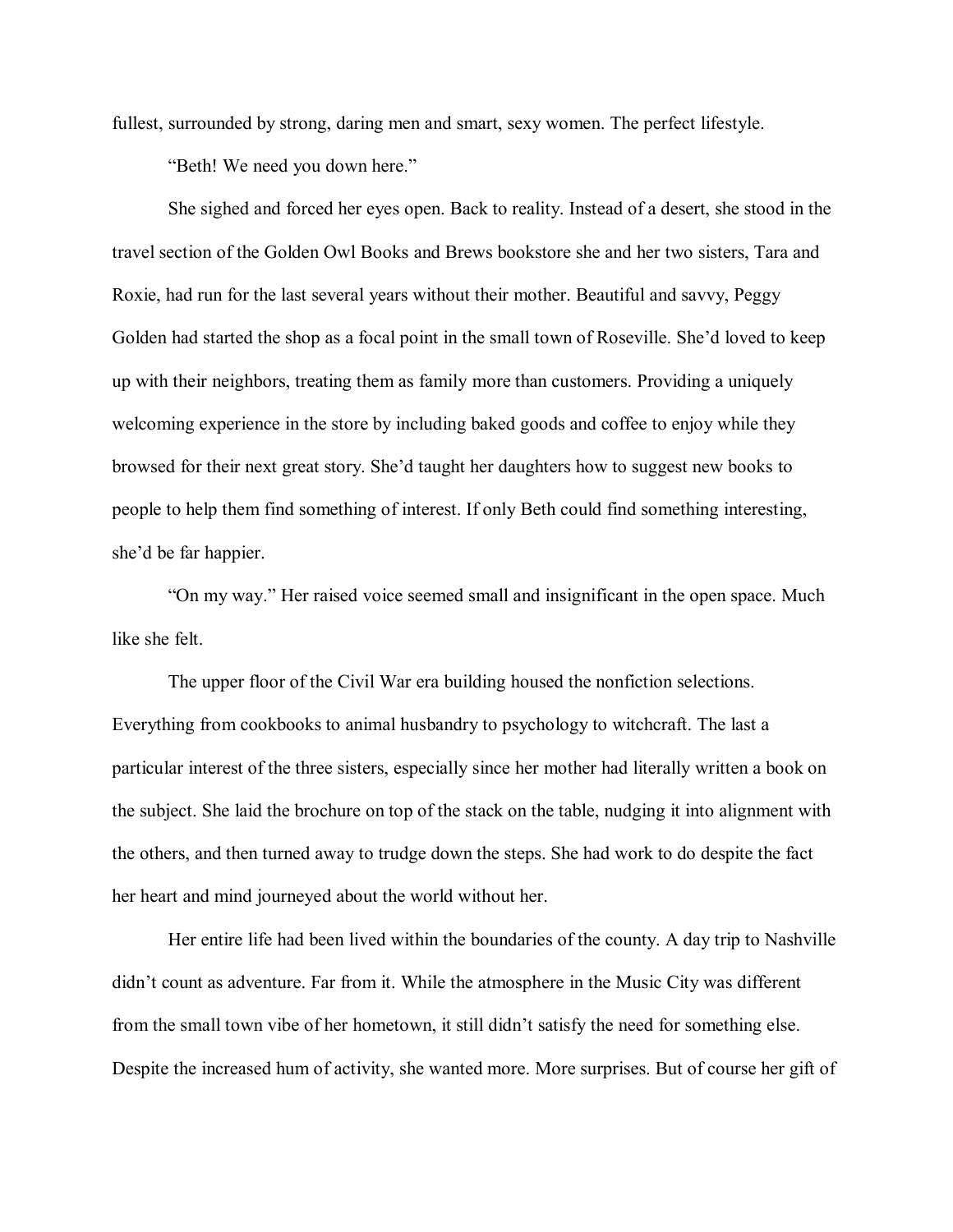fullest, surrounded by strong, daring men and smart, sexy women. The perfect lifestyle.

"Beth! We need you down here."

She sighed and forced her eyes open. Back to reality. Instead of a desert, she stood in the travel section of the Golden Owl Books and Brews bookstore she and her two sisters, Tara and Roxie, had run for the last several years without their mother. Beautiful and savvy, Peggy Golden had started the shop as a focal point in the small town of Roseville. She'd loved to keep up with their neighbors, treating them as family more than customers. Providing a uniquely welcoming experience in the store by including baked goods and coffee to enjoy while they browsed for their next great story. She'd taught her daughters how to suggest new books to people to help them find something of interest. If only Beth could find something interesting, she'd be far happier.

"On my way." Her raised voice seemed small and insignificant in the open space. Much like she felt.

The upper floor of the Civil War era building housed the nonfiction selections. Everything from cookbooks to animal husbandry to psychology to witchcraft. The last a particular interest of the three sisters, especially since her mother had literally written a book on the subject. She laid the brochure on top of the stack on the table, nudging it into alignment with the others, and then turned away to trudge down the steps. She had work to do despite the fact her heart and mind journeyed about the world without her.

Her entire life had been lived within the boundaries of the county. A day trip to Nashville didn't count as adventure. Far from it. While the atmosphere in the Music City was different from the small town vibe of her hometown, it still didn't satisfy the need for something else. Despite the increased hum of activity, she wanted more. More surprises. But of course her gift of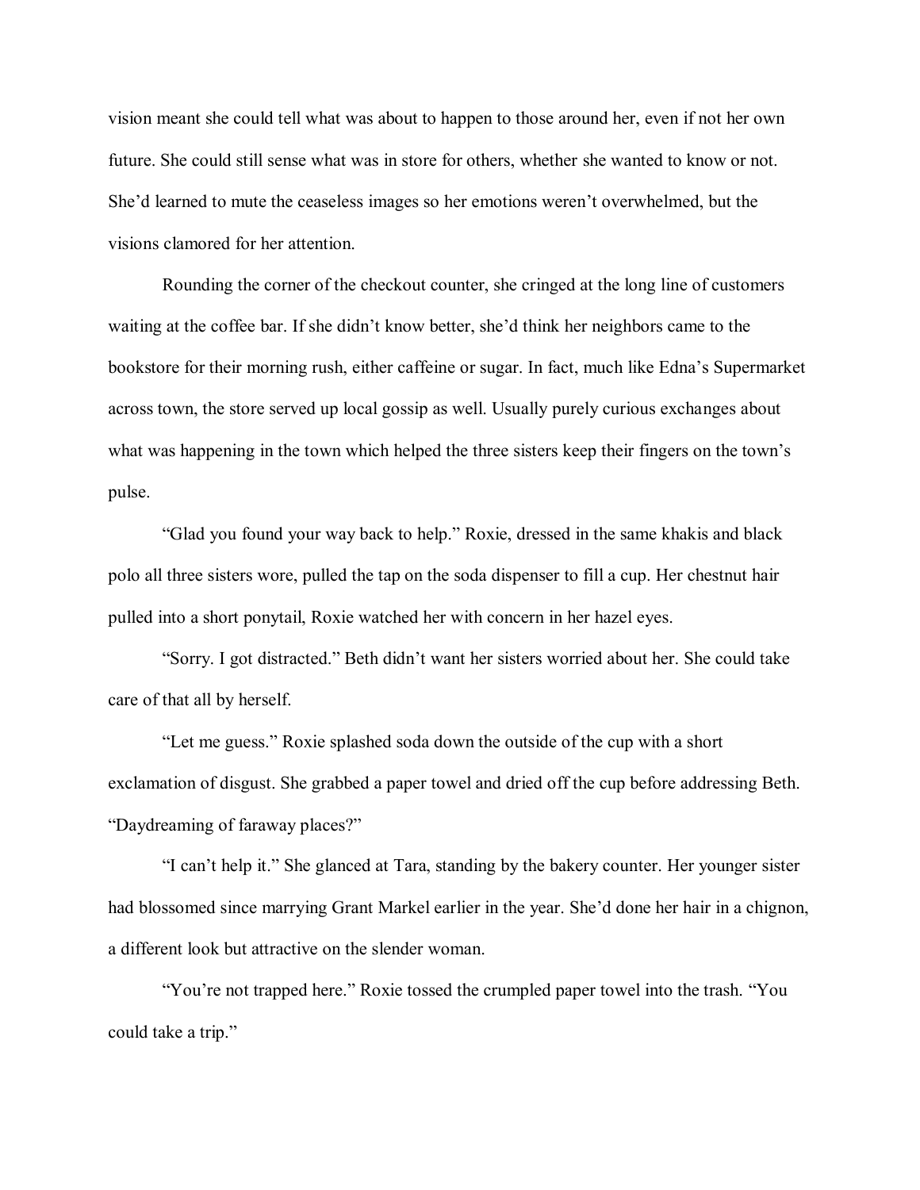vision meant she could tell what was about to happen to those around her, even if not her own future. She could still sense what was in store for others, whether she wanted to know or not. She'd learned to mute the ceaseless images so her emotions weren't overwhelmed, but the visions clamored for her attention.

Rounding the corner of the checkout counter, she cringed at the long line of customers waiting at the coffee bar. If she didn't know better, she'd think her neighbors came to the bookstore for their morning rush, either caffeine or sugar. In fact, much like Edna's Supermarket across town, the store served up local gossip as well. Usually purely curious exchanges about what was happening in the town which helped the three sisters keep their fingers on the town's pulse.

"Glad you found your way back to help." Roxie, dressed in the same khakis and black polo all three sisters wore, pulled the tap on the soda dispenser to fill a cup. Her chestnut hair pulled into a short ponytail, Roxie watched her with concern in her hazel eyes.

"Sorry. I got distracted." Beth didn't want her sisters worried about her. She could take care of that all by herself.

"Let me guess." Roxie splashed soda down the outside of the cup with a short exclamation of disgust. She grabbed a paper towel and dried off the cup before addressing Beth. "Daydreaming of faraway places?"

"I can't help it." She glanced at Tara, standing by the bakery counter. Her younger sister had blossomed since marrying Grant Markel earlier in the year. She'd done her hair in a chignon, a different look but attractive on the slender woman.

"You're not trapped here." Roxie tossed the crumpled paper towel into the trash. "You could take a trip."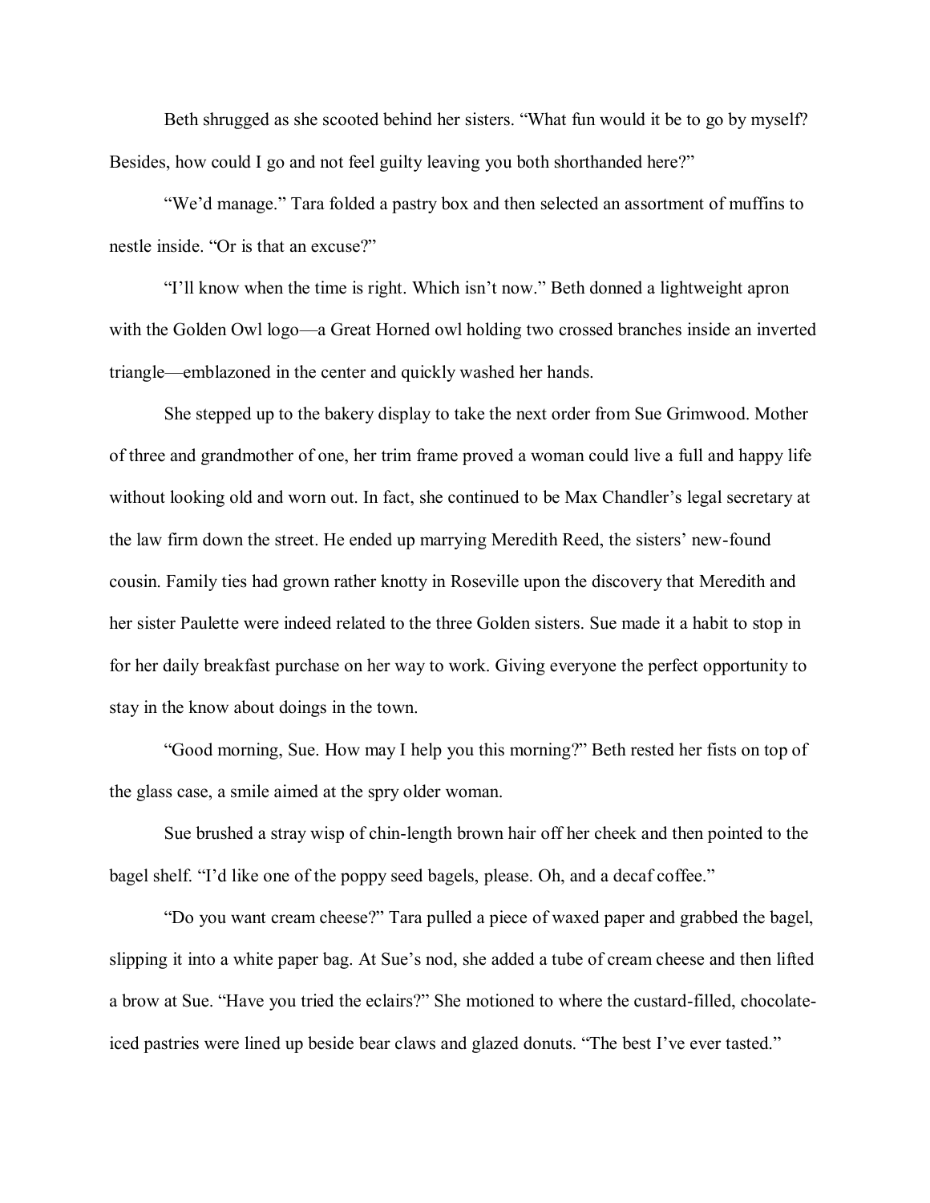Beth shrugged as she scooted behind her sisters. "What fun would it be to go by myself? Besides, how could I go and not feel guilty leaving you both shorthanded here?"

"We'd manage." Tara folded a pastry box and then selected an assortment of muffins to nestle inside. "Or is that an excuse?"

"I'll know when the time is right. Which isn't now." Beth donned a lightweight apron with the Golden Owl logo—a Great Horned owl holding two crossed branches inside an inverted triangle—emblazoned in the center and quickly washed her hands.

She stepped up to the bakery display to take the next order from Sue Grimwood. Mother of three and grandmother of one, her trim frame proved a woman could live a full and happy life without looking old and worn out. In fact, she continued to be Max Chandler's legal secretary at the law firm down the street. He ended up marrying Meredith Reed, the sisters' new-found cousin. Family ties had grown rather knotty in Roseville upon the discovery that Meredith and her sister Paulette were indeed related to the three Golden sisters. Sue made it a habit to stop in for her daily breakfast purchase on her way to work. Giving everyone the perfect opportunity to stay in the know about doings in the town.

"Good morning, Sue. How may I help you this morning?" Beth rested her fists on top of the glass case, a smile aimed at the spry older woman.

Sue brushed a stray wisp of chin-length brown hair off her cheek and then pointed to the bagel shelf. "I'd like one of the poppy seed bagels, please. Oh, and a decaf coffee."

"Do you want cream cheese?" Tara pulled a piece of waxed paper and grabbed the bagel, slipping it into a white paper bag. At Sue's nod, she added a tube of cream cheese and then lifted a brow at Sue. "Have you tried the eclairs?" She motioned to where the custard-filled, chocolate-iced pastries were lined up beside bear claws and glazed donuts. "The best I've ever tasted."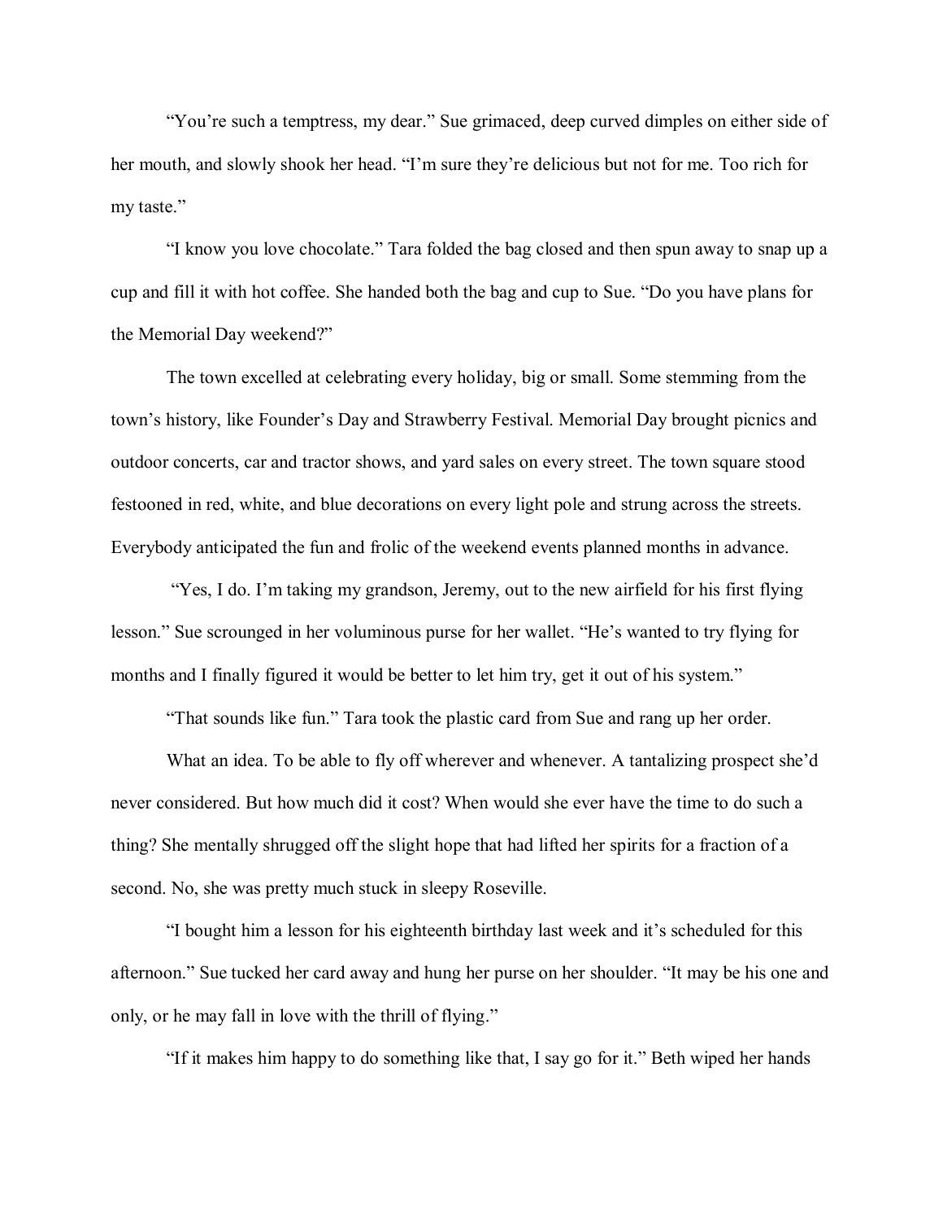"You're such a temptress, my dear." Sue grimaced, deep curved dimples on either side of her mouth, and slowly shook her head. "I'm sure they're delicious but not for me. Too rich for my taste."

"I know you love chocolate." Tara folded the bag closed and then spun away to snap up a cup and fill it with hot coffee. She handed both the bag and cup to Sue. "Do you have plans for the Memorial Day weekend?"

The town excelled at celebrating every holiday, big or small. Some stemming from the town's history, like Founder's Day and Strawberry Festival. Memorial Day brought picnics and outdoor concerts, car and tractor shows, and yard sales on every street. The town square stood festooned in red, white, and blue decorations on every light pole and strung across the streets. Everybody anticipated the fun and frolic of the weekend events planned months in advance.

"Yes, I do. I'm taking my grandson, Jeremy, out to the new airfield for his first flying lesson." Sue scrounged in her voluminous purse for her wallet. "He's wanted to try flying for months and I finally figured it would be better to let him try, get it out of his system."

"That sounds like fun." Tara took the plastic card from Sue and rang up her order.

What an idea. To be able to fly off wherever and whenever. A tantalizing prospect she'd never considered. But how much did it cost? When would she ever have the time to do such a thing? She mentally shrugged off the slight hope that had lifted her spirits for a fraction of a second. No, she was pretty much stuck in sleepy Roseville.

"I bought him a lesson for his eighteenth birthday last week and it's scheduled for this afternoon." Sue tucked her card away and hung her purse on her shoulder. "It may be his one and only, or he may fall in love with the thrill of flying."

"If it makes him happy to do something like that, I say go for it." Beth wiped her hands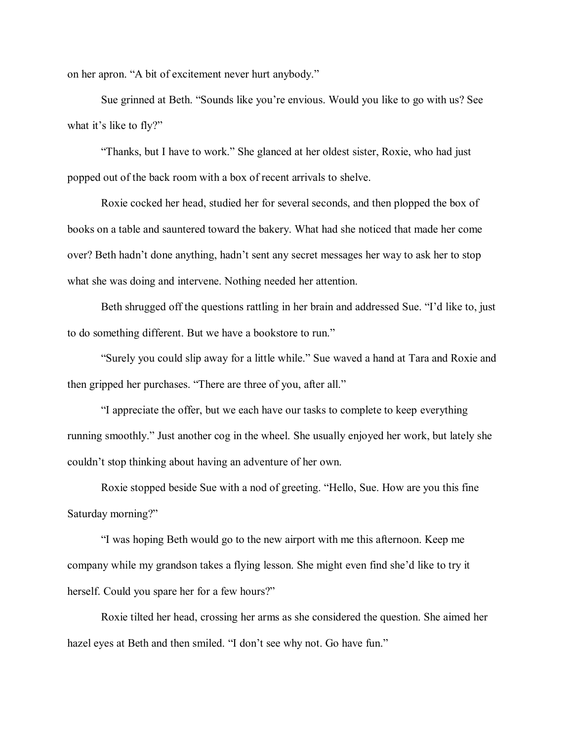on her apron. "A bit of excitement never hurt anybody."

Sue grinned at Beth. "Sounds like you're envious. Would you like to go with us? See what it's like to fly?"

"Thanks, but I have to work." She glanced at her oldest sister, Roxie, who had just popped out of the back room with a box of recent arrivals to shelve.

Roxie cocked her head, studied her for several seconds, and then plopped the box of books on a table and sauntered toward the bakery. What had she noticed that made her come over? Beth hadn't done anything, hadn't sent any secret messages her way to ask her to stop what she was doing and intervene. Nothing needed her attention.

Beth shrugged off the questions rattling in her brain and addressed Sue. "I'd like to, just to do something different. But we have a bookstore to run."

"Surely you could slip away for a little while." Sue waved a hand at Tara and Roxie and then gripped her purchases. "There are three of you, after all."

"I appreciate the offer, but we each have our tasks to complete to keep everything running smoothly." Just another cog in the wheel. She usually enjoyed her work, but lately she couldn't stop thinking about having an adventure of her own.

Roxie stopped beside Sue with a nod of greeting. "Hello, Sue. How are you this fine Saturday morning?"

"I was hoping Beth would go to the new airport with me this afternoon. Keep me company while my grandson takes a flying lesson. She might even find she'd like to try it herself. Could you spare her for a few hours?"

Roxie tilted her head, crossing her arms as she considered the question. She aimed her hazel eyes at Beth and then smiled. "I don't see why not. Go have fun."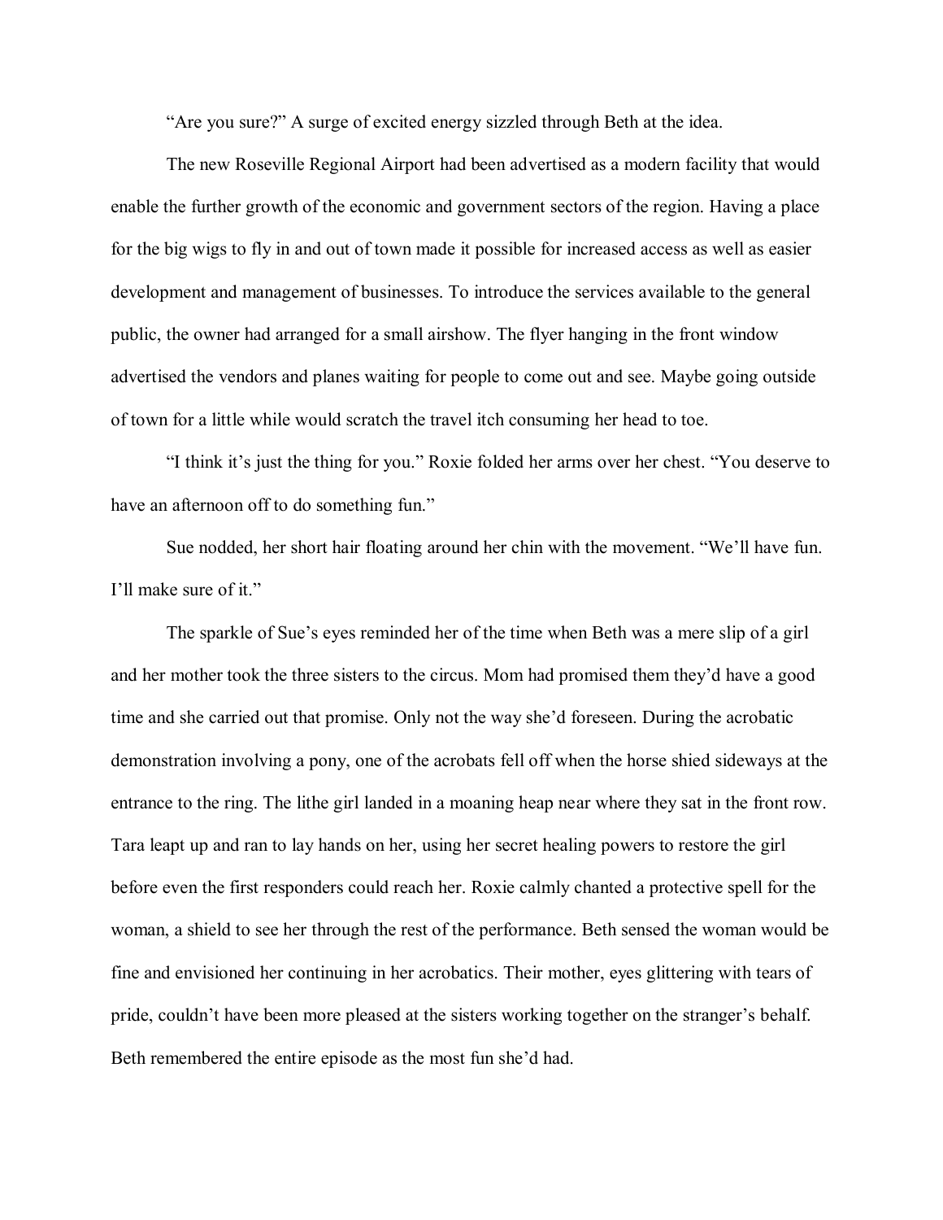"Are you sure?" A surge of excited energy sizzled through Beth at the idea.

The new Roseville Regional Airport had been advertised as a modern facility that would enable the further growth of the economic and government sectors of the region. Having a place for the big wigs to fly in and out of town made it possible for increased access as well as easier development and management of businesses. To introduce the services available to the general public, the owner had arranged for a small airshow. The flyer hanging in the front window advertised the vendors and planes waiting for people to come out and see. Maybe going outside of town for a little while would scratch the travel itch consuming her head to toe.

"I think it's just the thing for you." Roxie folded her arms over her chest. "You deserve to have an afternoon off to do something fun."

Sue nodded, her short hair floating around her chin with the movement. "We'll have fun. I'll make sure of it."

The sparkle of Sue's eyes reminded her of the time when Beth was a mere slip of a girl and her mother took the three sisters to the circus. Mom had promised them they'd have a good time and she carried out that promise. Only not the way she'd foreseen. During the acrobatic demonstration involving a pony, one of the acrobats fell off when the horse shied sideways at the entrance to the ring. The lithe girl landed in a moaning heap near where they sat in the front row. Tara leapt up and ran to lay hands on her, using her secret healing powers to restore the girl before even the first responders could reach her. Roxie calmly chanted a protective spell for the woman, a shield to see her through the rest of the performance. Beth sensed the woman would be fine and envisioned her continuing in her acrobatics. Their mother, eyes glittering with tears of pride, couldn't have been more pleased at the sisters working together on the stranger's behalf. Beth remembered the entire episode as the most fun she'd had.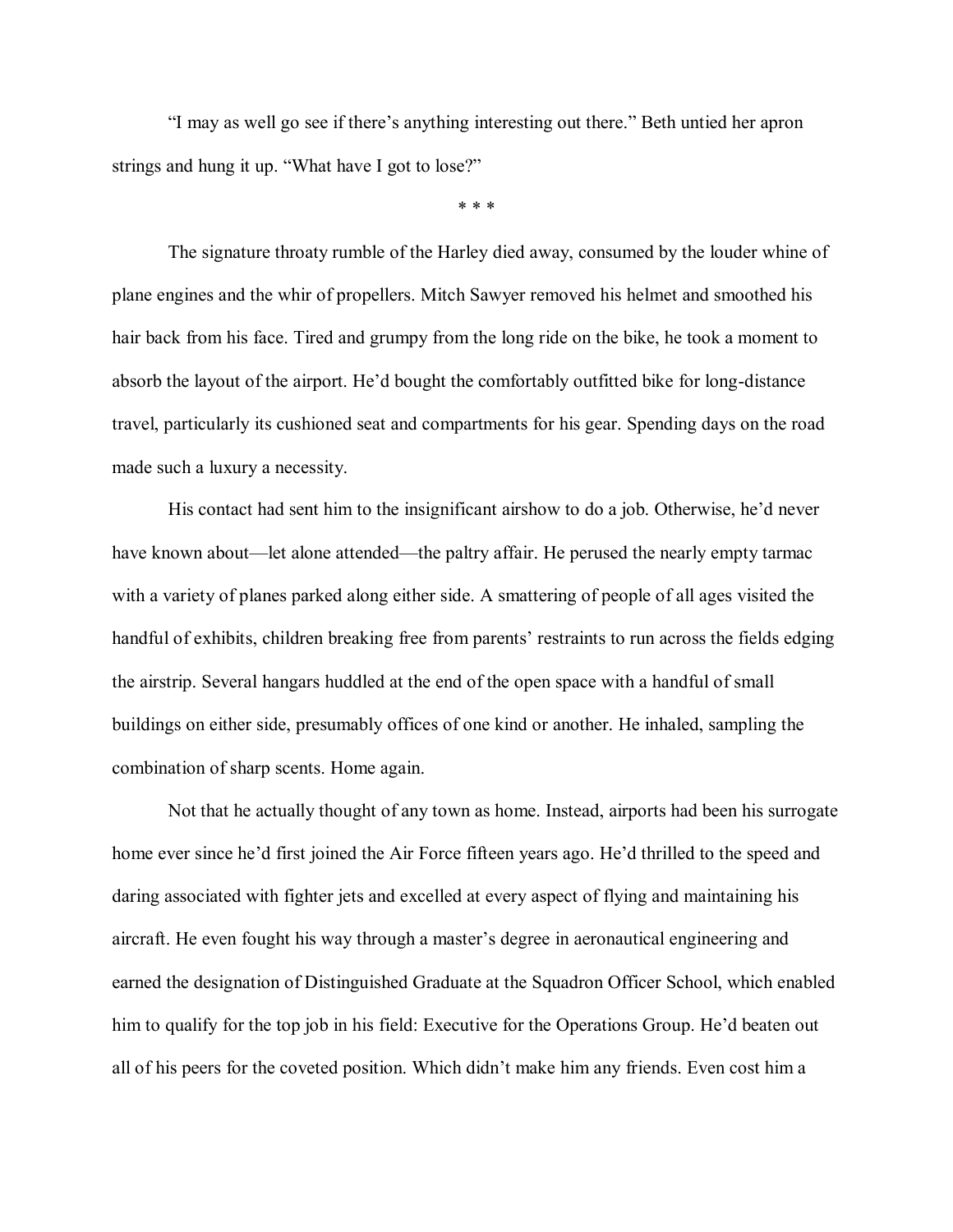"I may as well go see if there's anything interesting out there." Beth untied her apron strings and hung it up. "What have I got to lose?"

\* \* \*

The signature throaty rumble of the Harley died away, consumed by the louder whine of plane engines and the whir of propellers. Mitch Sawyer removed his helmet and smoothed his hair back from his face. Tired and grumpy from the long ride on the bike, he took a moment to absorb the layout of the airport. He'd bought the comfortably outfitted bike for long-distance travel, particularly its cushioned seat and compartments for his gear. Spending days on the road made such a luxury a necessity.

His contact had sent him to the insignificant airshow to do a job. Otherwise, he'd never have known about—let alone attended—the paltry affair. He perused the nearly empty tarmac with a variety of planes parked along either side. A smattering of people of all ages visited the handful of exhibits, children breaking free from parents' restraints to run across the fields edging the airstrip. Several hangars huddled at the end of the open space with a handful of small buildings on either side, presumably offices of one kind or another. He inhaled, sampling the combination of sharp scents. Home again.

Not that he actually thought of any town as home. Instead, airports had been his surrogate home ever since he'd first joined the Air Force fifteen years ago. He'd thrilled to the speed and daring associated with fighter jets and excelled at every aspect of flying and maintaining his aircraft. He even fought his way through a master's degree in aeronautical engineering and earned the designation of Distinguished Graduate at the Squadron Officer School, which enabled him to qualify for the top job in his field: Executive for the Operations Group. He'd beaten out all of his peers for the coveted position. Which didn't make him any friends. Even cost him a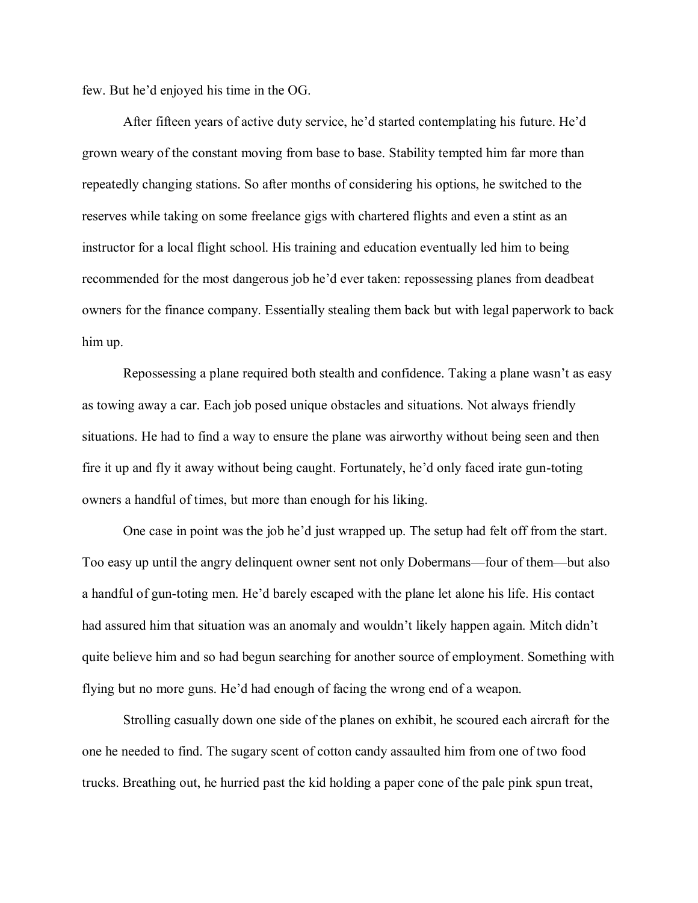few. But he'd enjoyed his time in the OG.

After fifteen years of active duty service, he'd started contemplating his future. He'd grown weary of the constant moving from base to base. Stability tempted him far more than repeatedly changing stations. So after months of considering his options, he switched to the reserves while taking on some freelance gigs with chartered flights and even a stint as an instructor for a local flight school. His training and education eventually led him to being recommended for the most dangerous job he'd ever taken: repossessing planes from deadbeat owners for the finance company. Essentially stealing them back but with legal paperwork to back him up.

Repossessing a plane required both stealth and confidence. Taking a plane wasn't as easy as towing away a car. Each job posed unique obstacles and situations. Not always friendly situations. He had to find a way to ensure the plane was airworthy without being seen and then fire it up and fly it away without being caught. Fortunately, he'd only faced irate gun-toting owners a handful of times, but more than enough for his liking.

One case in point was the job he'd just wrapped up. The setup had felt off from the start. Too easy up until the angry delinquent owner sent not only Dobermans—four of them—but also a handful of gun-toting men. He'd barely escaped with the plane let alone his life. His contact had assured him that situation was an anomaly and wouldn't likely happen again. Mitch didn't quite believe him and so had begun searching for another source of employment. Something with flying but no more guns. He'd had enough of facing the wrong end of a weapon.

Strolling casually down one side of the planes on exhibit, he scoured each aircraft for the one he needed to find. The sugary scent of cotton candy assaulted him from one of two food trucks. Breathing out, he hurried past the kid holding a paper cone of the pale pink spun treat,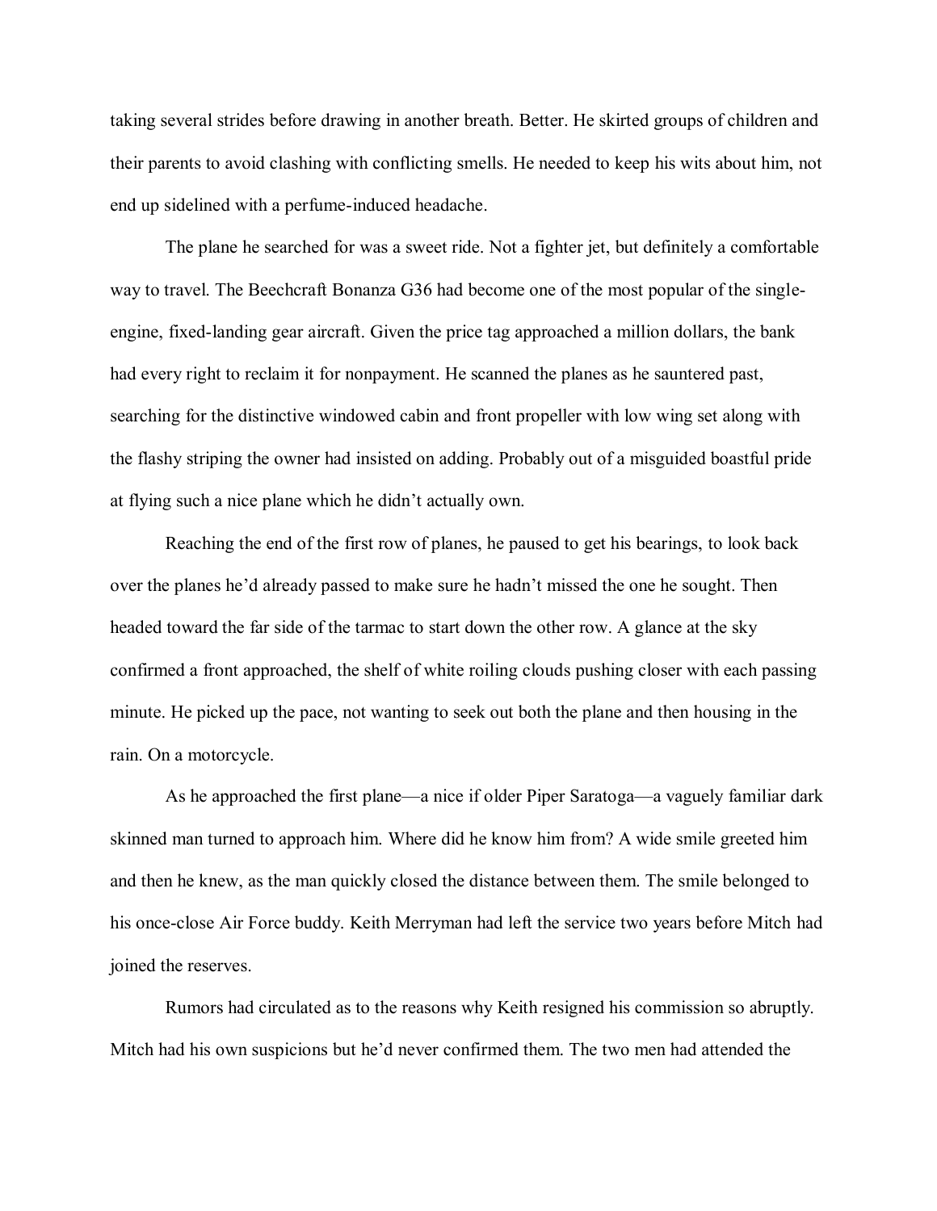taking several strides before drawing in another breath. Better. He skirted groups of children and their parents to avoid clashing with conflicting smells. He needed to keep his wits about him, not end up sidelined with a perfume-induced headache.

The plane he searched for was a sweet ride. Not a fighter jet, but definitely a comfortable way to travel. The Beechcraft Bonanza G36 had become one of the most popular of the single-engine, fixed-landing gear aircraft. Given the price tag approached a million dollars, the bank had every right to reclaim it for nonpayment. He scanned the planes as he sauntered past, searching for the distinctive windowed cabin and front propeller with low wing set along with the flashy striping the owner had insisted on adding. Probably out of a misguided boastful pride at flying such a nice plane which he didn't actually own.

Reaching the end of the first row of planes, he paused to get his bearings, to look back over the planes he'd already passed to make sure he hadn't missed the one he sought. Then headed toward the far side of the tarmac to start down the other row. A glance at the sky confirmed a front approached, the shelf of white roiling clouds pushing closer with each passing minute. He picked up the pace, not wanting to seek out both the plane and then housing in the rain. On a motorcycle.

As he approached the first plane—a nice if older Piper Saratoga—a vaguely familiar dark skinned man turned to approach him. Where did he know him from? A wide smile greeted him and then he knew, as the man quickly closed the distance between them. The smile belonged to his once-close Air Force buddy. Keith Merryman had left the service two years before Mitch had joined the reserves.

Rumors had circulated as to the reasons why Keith resigned his commission so abruptly. Mitch had his own suspicions but he'd never confirmed them. The two men had attended the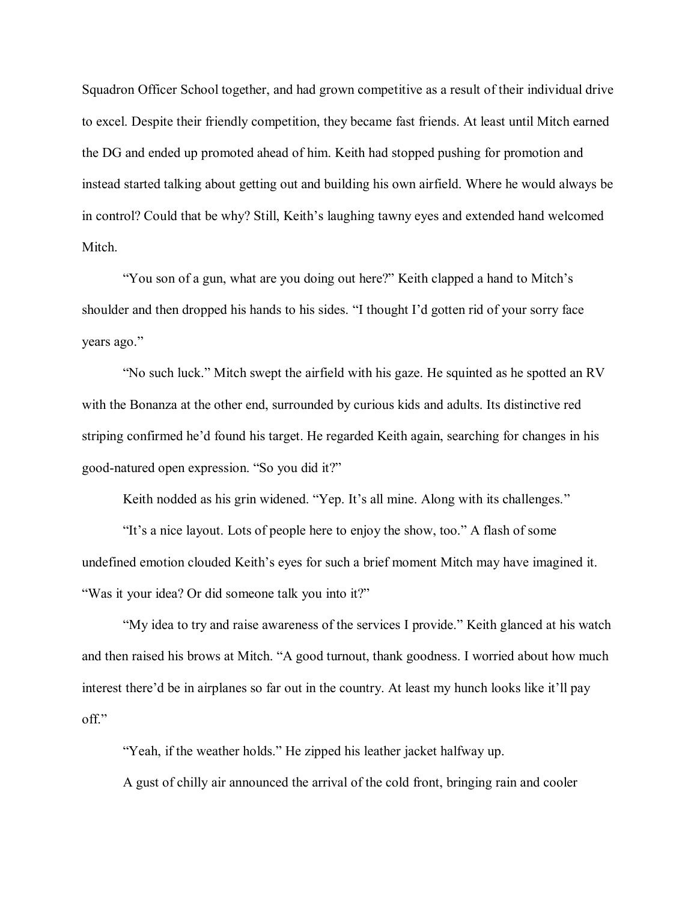Squadron Officer School together, and had grown competitive as a result of their individual drive to excel. Despite their friendly competition, they became fast friends. At least until Mitch earned the DG and ended up promoted ahead of him. Keith had stopped pushing for promotion and instead started talking about getting out and building his own airfield. Where he would always be in control? Could that be why? Still, Keith's laughing tawny eyes and extended hand welcomed Mitch.

"You son of a gun, what are you doing out here?" Keith clapped a hand to Mitch's shoulder and then dropped his hands to his sides. "I thought I'd gotten rid of your sorry face years ago."

"No such luck." Mitch swept the airfield with his gaze. He squinted as he spotted an RV with the Bonanza at the other end, surrounded by curious kids and adults. Its distinctive red striping confirmed he'd found his target. He regarded Keith again, searching for changes in his good-natured open expression. "So you did it?"

Keith nodded as his grin widened. "Yep. It's all mine. Along with its challenges."

"It's a nice layout. Lots of people here to enjoy the show, too." A flash of some undefined emotion clouded Keith's eyes for such a brief moment Mitch may have imagined it. "Was it your idea? Or did someone talk you into it?"

"My idea to try and raise awareness of the services I provide." Keith glanced at his watch and then raised his brows at Mitch. "A good turnout, thank goodness. I worried about how much interest there'd be in airplanes so far out in the country. At least my hunch looks like it'll pay off."

"Yeah, if the weather holds." He zipped his leather jacket halfway up.

A gust of chilly air announced the arrival of the cold front, bringing rain and cooler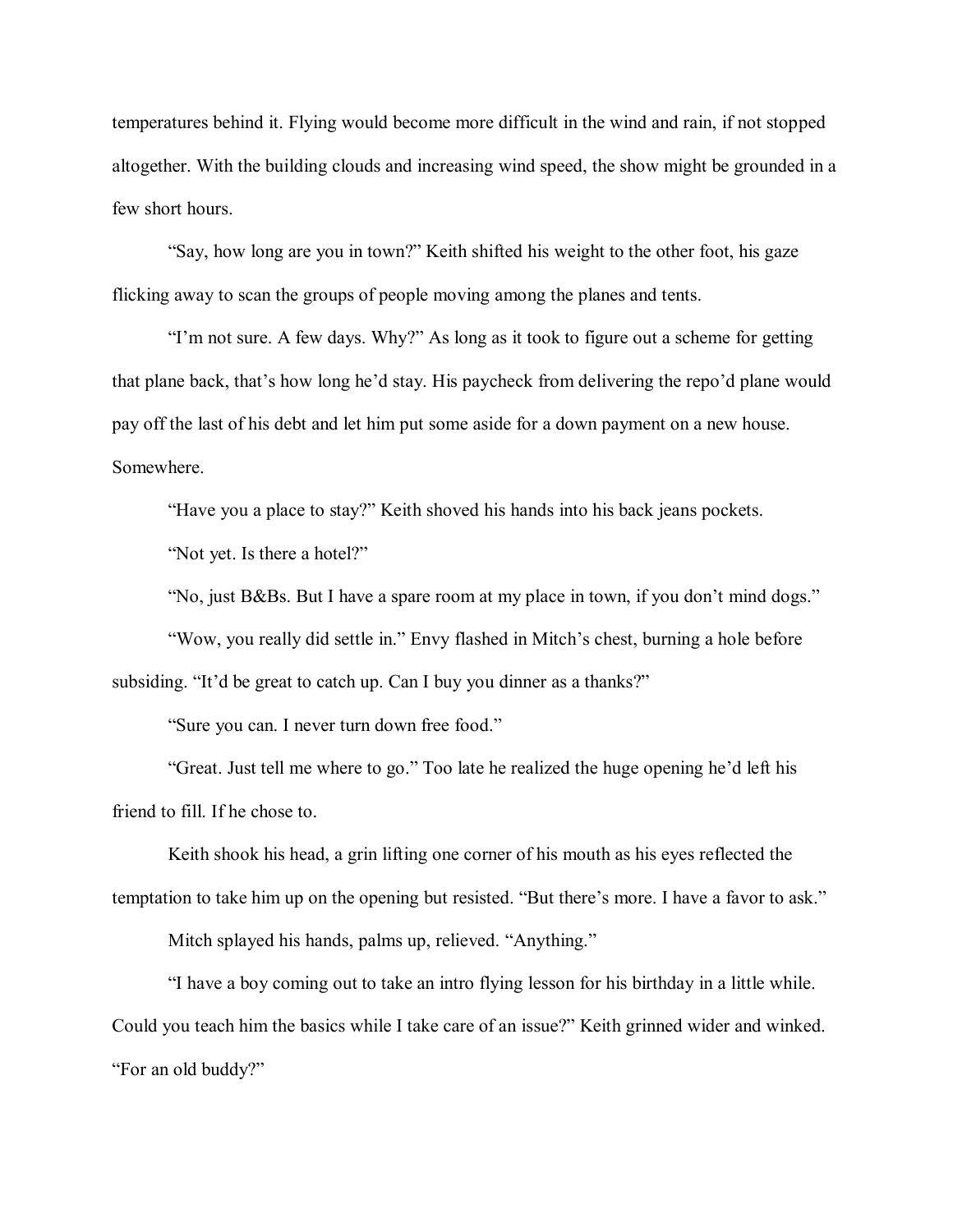temperatures behind it. Flying would become more difficult in the wind and rain, if not stopped altogether. With the building clouds and increasing wind speed, the show might be grounded in a few short hours.

"Say, how long are you in town?" Keith shifted his weight to the other foot, his gaze flicking away to scan the groups of people moving among the planes and tents.

"I'm not sure. A few days. Why?" As long as it took to figure out a scheme for getting that plane back, that's how long he'd stay. His paycheck from delivering the repo'd plane would pay off the last of his debt and let him put some aside for a down payment on a new house. Somewhere.

"Have you a place to stay?" Keith shoved his hands into his back jeans pockets.

"Not yet. Is there a hotel?"

"No, just B&Bs. But I have a spare room at my place in town, if you don't mind dogs."

"Wow, you really did settle in." Envy flashed in Mitch's chest, burning a hole before subsiding. "It'd be great to catch up. Can I buy you dinner as a thanks?"

"Sure you can. I never turn down free food."

"Great. Just tell me where to go." Too late he realized the huge opening he'd left his friend to fill. If he chose to.

Keith shook his head, a grin lifting one corner of his mouth as his eyes reflected the temptation to take him up on the opening but resisted. "But there's more. I have a favor to ask."

Mitch splayed his hands, palms up, relieved. "Anything."

"I have a boy coming out to take an intro flying lesson for his birthday in a little while. Could you teach him the basics while I take care of an issue?" Keith grinned wider and winked. "For an old buddy?"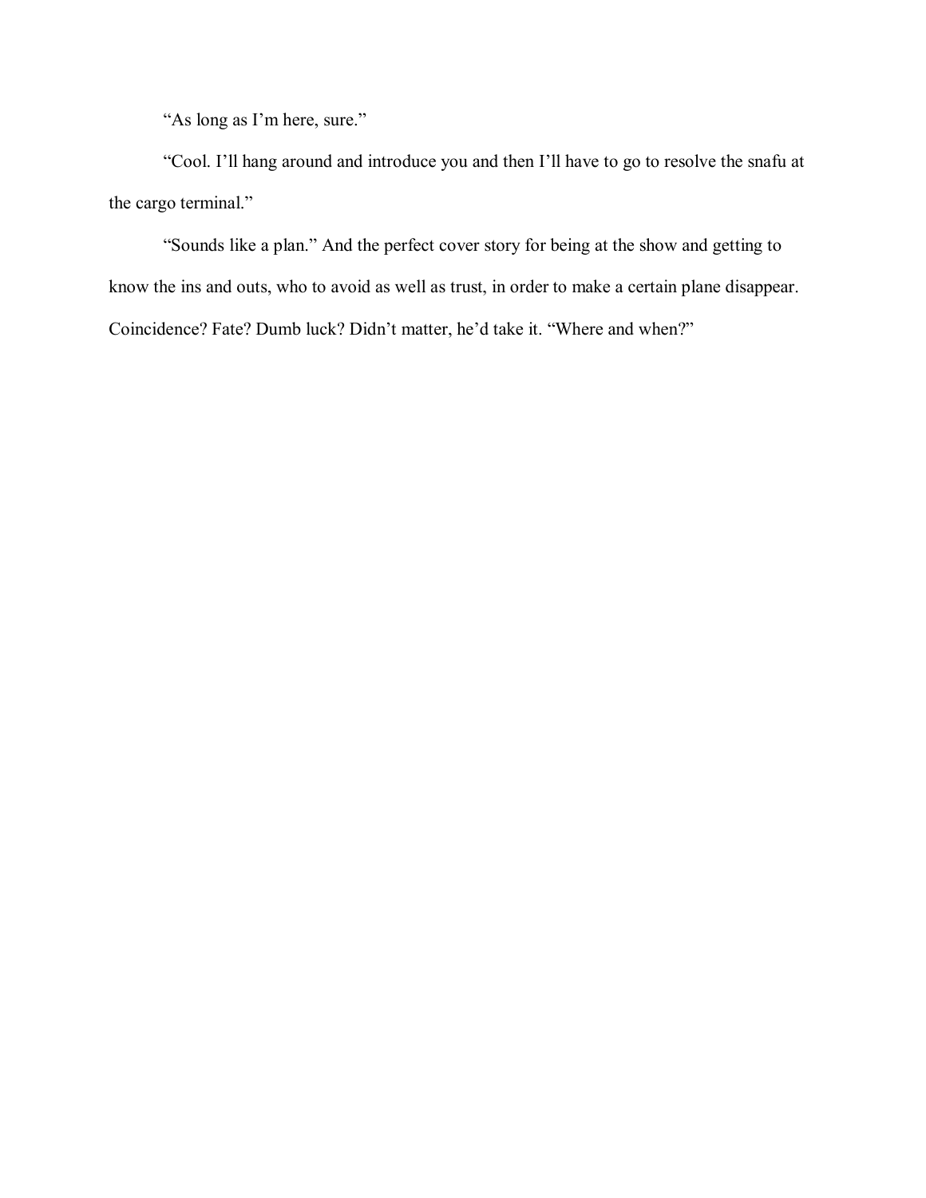"As long as I'm here, sure."

"Cool. I'll hang around and introduce you and then I'll have to go to resolve the snafu at the cargo terminal."

"Sounds like a plan." And the perfect cover story for being at the show and getting to know the ins and outs, who to avoid as well as trust, in order to make a certain plane disappear. Coincidence? Fate? Dumb luck? Didn't matter, he'd take it. "Where and when?"